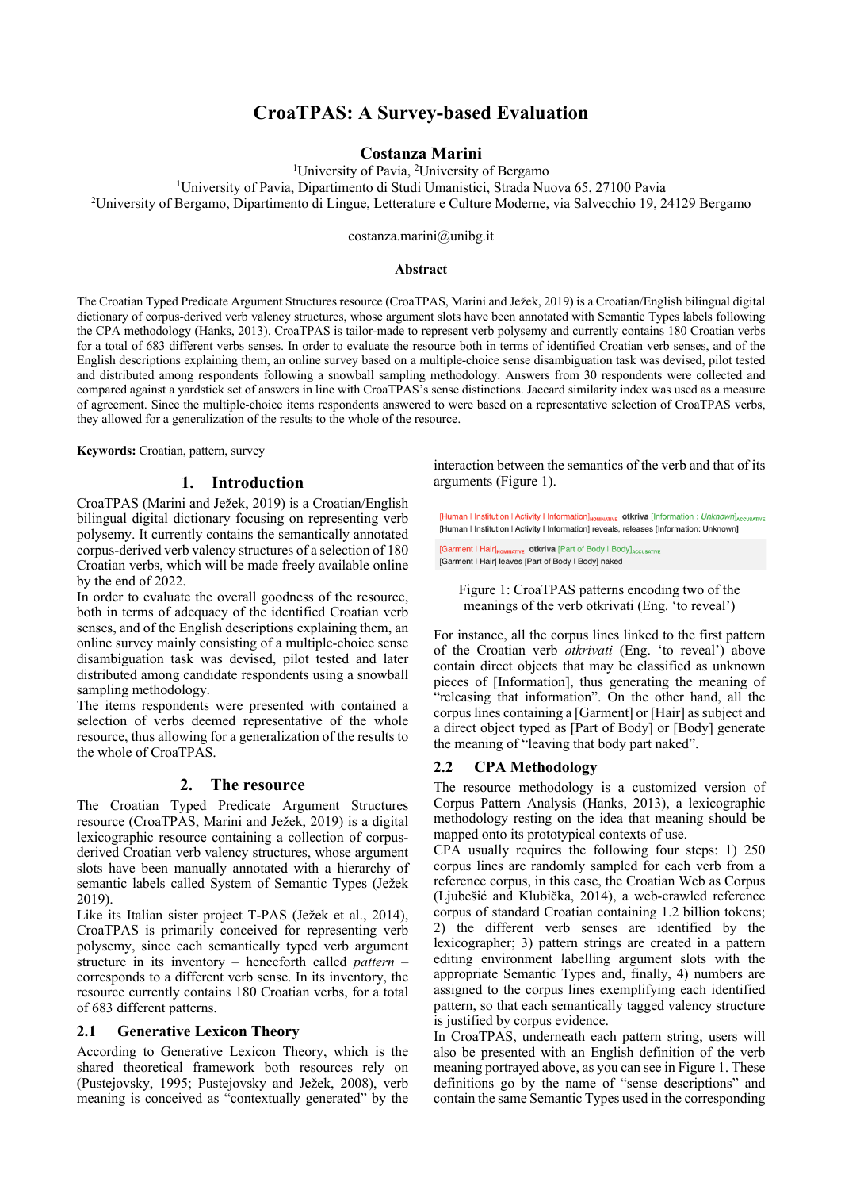# CroaTPAS: A Survey-based Evaluation

**Costanza Marini**

[1]University of Pavia, [2]University of Bergamo

[1]University of Pavia, Dipartimento di Studi Umanistici, Strada Nuova 65, 27100 Pavia

[2]University of Bergamo, Dipartimento di Lingue, Letterature e Culture Moderne, via Salvecchio 19, 24129 Bergamo

costanza.marini@unibg.it

### Abstract

The Croatian Typed Predicate Argument Structures resource (CroaTPAS, Marini and Ježek, 2019) is a Croatian/English bilingual digital dictionary of corpus-derived verb valency structures, whose argument slots have been annotated with Semantic Types labels following the CPA methodology (Hanks, 2013). CroaTPAS is tailor-made to represent verb polysemy and currently contains 180 Croatian verbs for a total of 683 different verbs senses. In order to evaluate the resource both in terms of identified Croatian verb senses, and of the English descriptions explaining them, an online survey based on a multiple-choice sense disambiguation task was devised, pilot tested and distributed among respondents following a snowball sampling methodology. Answers from 30 respondents were collected and compared against a yardstick set of answers in line with CroaTPAS's sense distinctions. Jaccard similarity index was used as a measure of agreement. Since the multiple-choice items respondents answered to were based on a representative selection of CroaTPAS verbs, they allowed for a generalization of the results to the whole of the resource.

**Keywords:** Croatian, pattern, survey

## 1. Introduction

CroaTPAS (Marini and Ježek, 2019) is a Croatian/English bilingual digital dictionary focusing on representing verb polysemy. It currently contains the semantically annotated corpus-derived verb valency structures of a selection of 180 Croatian verbs, which will be made freely available online by the end of 2022.

In order to evaluate the overall goodness of the resource, both in terms of adequacy of the identified Croatian verb senses, and of the English descriptions explaining them, an online survey mainly consisting of a multiple-choice sense disambiguation task was devised, pilot tested and later distributed among candidate respondents using a snowball sampling methodology.

The items respondents were presented with contained a selection of verbs deemed representative of the whole resource, thus allowing for a generalization of the results to the whole of CroaTPAS.

## 2. The resource

The Croatian Typed Predicate Argument Structures resource (CroaTPAS, Marini and Ježek, 2019) is a digital lexicographic resource containing a collection of corpus-derived Croatian verb valency structures, whose argument slots have been manually annotated with a hierarchy of semantic labels called System of Semantic Types (Ježek 2019).

Like its Italian sister project T-PAS (Ježek et al., 2014), CroaTPAS is primarily conceived for representing verb polysemy, since each semantically typed verb argument structure in its inventory – henceforth called *pattern* – corresponds to a different verb sense. In its inventory, the resource currently contains 180 Croatian verbs, for a total of 683 different patterns.

### 2.1 Generative Lexicon Theory

According to Generative Lexicon Theory, which is the shared theoretical framework both resources rely on (Pustejovsky, 1995; Pustejovsky and Ježek, 2008), verb meaning is conceived as "contextually generated" by the interaction between the semantics of the verb and that of its arguments (Figure 1).

[Human | Institution | Activity | Information]$_{NOMINATIVE}$ **otkriva** [Information : *Unknown*]$_{ACCUSATIVE}$
[Human | Institution | Activity | Information] reveals, releases [Information: Unknown]

[Garment | Hair]$_{NOMINATIVE}$ **otkriva** [Part of Body | Body]$_{ACCUSATIVE}$
[Garment | Hair] leaves [Part of Body | Body] naked

Figure 1: CroaTPAS patterns encoding two of the meanings of the verb otkrivati (Eng. 'to reveal')

For instance, all the corpus lines linked to the first pattern of the Croatian verb *otkrivati* (Eng. 'to reveal') above contain direct objects that may be classified as unknown pieces of [Information], thus generating the meaning of "releasing that information". On the other hand, all the corpus lines containing a [Garment] or [Hair] as subject and a direct object typed as [Part of Body] or [Body] generate the meaning of "leaving that body part naked".

### 2.2 CPA Methodology

The resource methodology is a customized version of Corpus Pattern Analysis (Hanks, 2013), a lexicographic methodology resting on the idea that meaning should be mapped onto its prototypical contexts of use.

CPA usually requires the following four steps: 1) 250 corpus lines are randomly sampled for each verb from a reference corpus, in this case, the Croatian Web as Corpus (Ljubešić and Klubička, 2014), a web-crawled reference corpus of standard Croatian containing 1.2 billion tokens; 2) the different verb senses are identified by the lexicographer; 3) pattern strings are created in a pattern editing environment labelling argument slots with the appropriate Semantic Types and, finally, 4) numbers are assigned to the corpus lines exemplifying each identified pattern, so that each semantically tagged valency structure is justified by corpus evidence.

In CroaTPAS, underneath each pattern string, users will also be presented with an English definition of the verb meaning portrayed above, as you can see in Figure 1. These definitions go by the name of "sense descriptions" and contain the same Semantic Types used in the corresponding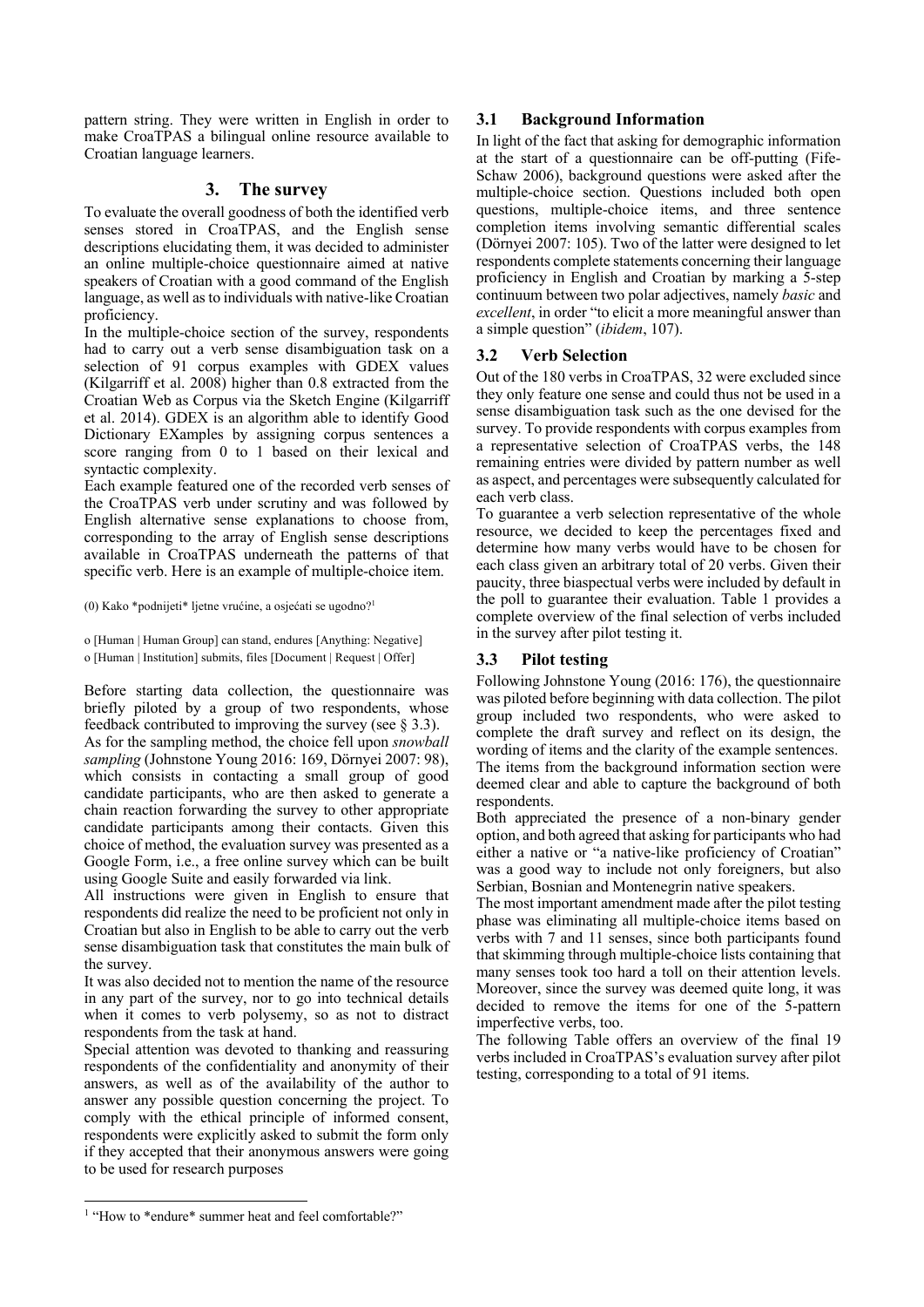pattern string. They were written in English in order to make CroaTPAS a bilingual online resource available to Croatian language learners.

## 3. The survey

To evaluate the overall goodness of both the identified verb senses stored in CroaTPAS, and the English sense descriptions elucidating them, it was decided to administer an online multiple-choice questionnaire aimed at native speakers of Croatian with a good command of the English language, as well as to individuals with native-like Croatian proficiency.

In the multiple-choice section of the survey, respondents had to carry out a verb sense disambiguation task on a selection of 91 corpus examples with GDEX values (Kilgarriff et al. 2008) higher than 0.8 extracted from the Croatian Web as Corpus via the Sketch Engine (Kilgarriff et al. 2014). GDEX is an algorithm able to identify Good Dictionary EXamples by assigning corpus sentences a score ranging from 0 to 1 based on their lexical and syntactic complexity.

Each example featured one of the recorded verb senses of the CroaTPAS verb under scrutiny and was followed by English alternative sense explanations to choose from, corresponding to the array of English sense descriptions available in CroaTPAS underneath the patterns of that specific verb. Here is an example of multiple-choice item.

(0) Kako *podnijeti* ljetne vrućine, a osjećati se ugodno?[1]

o [Human | Human Group] can stand, endures [Anything: Negative]
o [Human | Institution] submits, files [Document | Request | Offer]

Before starting data collection, the questionnaire was briefly piloted by a group of two respondents, whose feedback contributed to improving the survey (see § 3.3).

As for the sampling method, the choice fell upon *snowball sampling* (Johnstone Young 2016: 169, Dörnyei 2007: 98), which consists in contacting a small group of good candidate participants, who are then asked to generate a chain reaction forwarding the survey to other appropriate candidate participants among their contacts. Given this choice of method, the evaluation survey was presented as a Google Form, i.e., a free online survey which can be built using Google Suite and easily forwarded via link.

All instructions were given in English to ensure that respondents did realize the need to be proficient not only in Croatian but also in English to be able to carry out the verb sense disambiguation task that constitutes the main bulk of the survey.

It was also decided not to mention the name of the resource in any part of the survey, nor to go into technical details when it comes to verb polysemy, so as not to distract respondents from the task at hand.

Special attention was devoted to thanking and reassuring respondents of the confidentiality and anonymity of their answers, as well as of the availability of the author to answer any possible question concerning the project. To comply with the ethical principle of informed consent, respondents were explicitly asked to submit the form only if they accepted that their anonymous answers were going to be used for research purposes

### 3.1 Background Information

In light of the fact that asking for demographic information at the start of a questionnaire can be off-putting (Fife-Schaw 2006), background questions were asked after the multiple-choice section. Questions included both open questions, multiple-choice items, and three sentence completion items involving semantic differential scales (Dörnyei 2007: 105). Two of the latter were designed to let respondents complete statements concerning their language proficiency in English and Croatian by marking a 5-step continuum between two polar adjectives, namely *basic* and *excellent*, in order "to elicit a more meaningful answer than a simple question" (*ibidem*, 107).

### 3.2 Verb Selection

Out of the 180 verbs in CroaTPAS, 32 were excluded since they only feature one sense and could thus not be used in a sense disambiguation task such as the one devised for the survey. To provide respondents with corpus examples from a representative selection of CroaTPAS verbs, the 148 remaining entries were divided by pattern number as well as aspect, and percentages were subsequently calculated for each verb class.

To guarantee a verb selection representative of the whole resource, we decided to keep the percentages fixed and determine how many verbs would have to be chosen for each class given an arbitrary total of 20 verbs. Given their paucity, three biaspectual verbs were included by default in the poll to guarantee their evaluation. Table 1 provides a complete overview of the final selection of verbs included in the survey after pilot testing it.

### 3.3 Pilot testing

Following Johnstone Young (2016: 176), the questionnaire was piloted before beginning with data collection. The pilot group included two respondents, who were asked to complete the draft survey and reflect on its design, the wording of items and the clarity of the example sentences. The items from the background information section were deemed clear and able to capture the background of both respondents.

Both appreciated the presence of a non-binary gender option, and both agreed that asking for participants who had either a native or "a native-like proficiency of Croatian" was a good way to include not only foreigners, but also Serbian, Bosnian and Montenegrin native speakers.

The most important amendment made after the pilot testing phase was eliminating all multiple-choice items based on verbs with 7 and 11 senses, since both participants found that skimming through multiple-choice lists containing that many senses took too hard a toll on their attention levels. Moreover, since the survey was deemed quite long, it was decided to remove the items for one of the 5-pattern imperfective verbs, too.

The following Table offers an overview of the final 19 verbs included in CroaTPAS's evaluation survey after pilot testing, corresponding to a total of 91 items.

[1] "How to *endure* summer heat and feel comfortable?"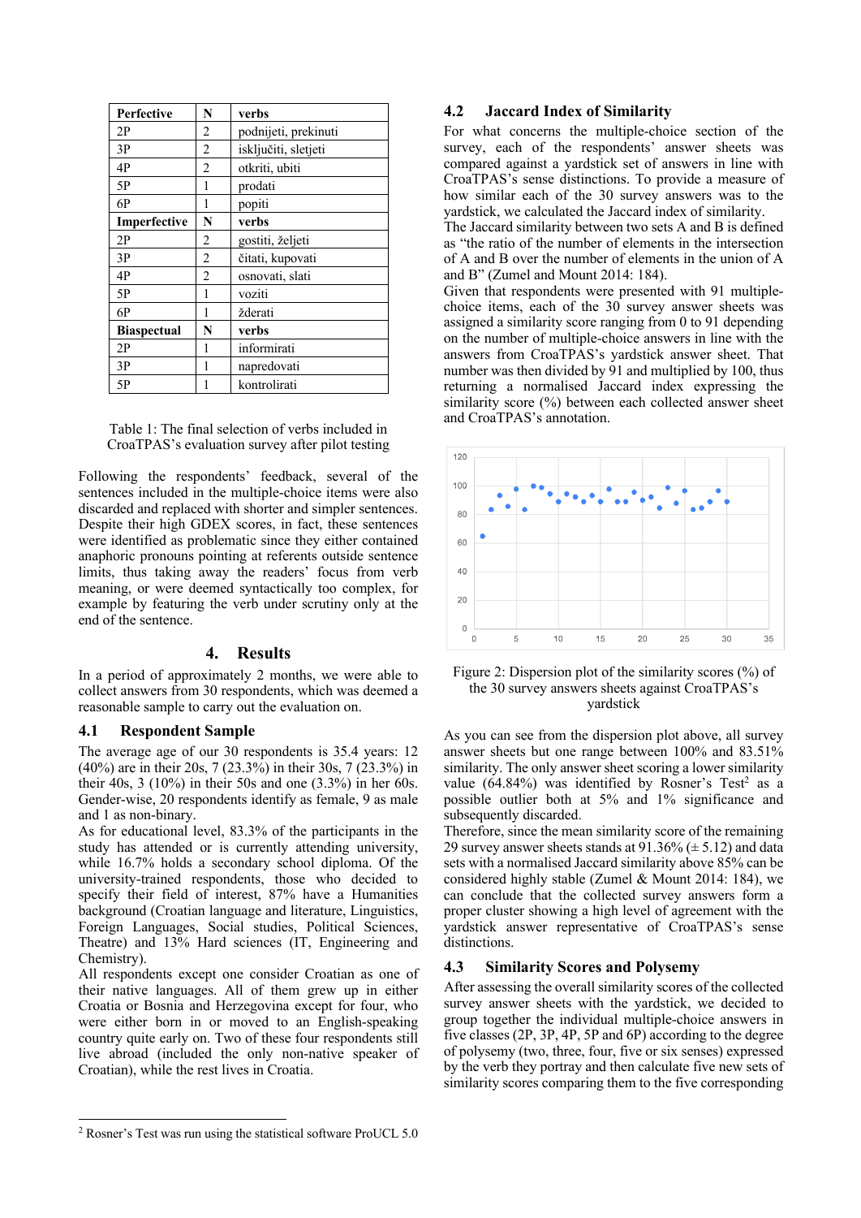| Perfective | N | verbs |
|---|---|---|
| 2P | 2 | podnijeti, prekinuti |
| 3P | 2 | isključiti, sletjeti |
| 4P | 2 | otkriti, ubiti |
| 5P | 1 | prodati |
| 6P | 1 | popiti |
| **Imperfective** | **N** | **verbs** |
| 2P | 2 | gostiti, željeti |
| 3P | 2 | čitati, kupovati |
| 4P | 2 | osnovati, slati |
| 5P | 1 | voziti |
| 6P | 1 | žderati |
| **Biaspectual** | **N** | **verbs** |
| 2P | 1 | informirati |
| 3P | 1 | napredovati |
| 5P | 1 | kontrolirati |

Table 1: The final selection of verbs included in CroaTPAS's evaluation survey after pilot testing

Following the respondents' feedback, several of the sentences included in the multiple-choice items were also discarded and replaced with shorter and simpler sentences. Despite their high GDEX scores, in fact, these sentences were identified as problematic since they either contained anaphoric pronouns pointing at referents outside sentence limits, thus taking away the readers' focus from verb meaning, or were deemed syntactically too complex, for example by featuring the verb under scrutiny only at the end of the sentence.

## 4. Results

In a period of approximately 2 months, we were able to collect answers from 30 respondents, which was deemed a reasonable sample to carry out the evaluation on.

### 4.1 Respondent Sample

The average age of our 30 respondents is 35.4 years: 12 (40%) are in their 20s, 7 (23.3%) in their 30s, 7 (23.3%) in their 40s, 3 (10%) in their 50s and one (3.3%) in her 60s. Gender-wise, 20 respondents identify as female, 9 as male and 1 as non-binary.

As for educational level, 83.3% of the participants in the study has attended or is currently attending university, while 16.7% holds a secondary school diploma. Of the university-trained respondents, those who decided to specify their field of interest, 87% have a Humanities background (Croatian language and literature, Linguistics, Foreign Languages, Social studies, Political Sciences, Theatre) and 13% Hard sciences (IT, Engineering and Chemistry).

All respondents except one consider Croatian as one of their native languages. All of them grew up in either Croatia or Bosnia and Herzegovina except for four, who were either born in or moved to an English-speaking country quite early on. Two of these four respondents still live abroad (included the only non-native speaker of Croatian), while the rest lives in Croatia.

### 4.2 Jaccard Index of Similarity

For what concerns the multiple-choice section of the survey, each of the respondents' answer sheets was compared against a yardstick set of answers in line with CroaTPAS's sense distinctions. To provide a measure of how similar each of the 30 survey answers was to the yardstick, we calculated the Jaccard index of similarity.

The Jaccard similarity between two sets A and B is defined as "the ratio of the number of elements in the intersection of A and B over the number of elements in the union of A and B" (Zumel and Mount 2014: 184).

Given that respondents were presented with 91 multiple-choice items, each of the 30 survey answer sheets was assigned a similarity score ranging from 0 to 91 depending on the number of multiple-choice answers in line with the answers from CroaTPAS's yardstick answer sheet. That number was then divided by 91 and multiplied by 100, thus returning a normalised Jaccard index expressing the similarity score (%) between each collected answer sheet and CroaTPAS's annotation.

Figure 2: Dispersion plot of the similarity scores (%) of the 30 survey answers sheets against CroaTPAS's yardstick

As you can see from the dispersion plot above, all survey answer sheets but one range between 100% and 83.51% similarity. The only answer sheet scoring a lower similarity value (64.84%) was identified by Rosner's Test[2] as a possible outlier both at 5% and 1% significance and subsequently discarded.

Therefore, since the mean similarity score of the remaining 29 survey answer sheets stands at 91.36% (± 5.12) and data sets with a normalised Jaccard similarity above 85% can be considered highly stable (Zumel & Mount 2014: 184), we can conclude that the collected survey answers form a proper cluster showing a high level of agreement with the yardstick answer representative of CroaTPAS's sense distinctions.

### 4.3 Similarity Scores and Polysemy

After assessing the overall similarity scores of the collected survey answer sheets with the yardstick, we decided to group together the individual multiple-choice answers in five classes (2P, 3P, 4P, 5P and 6P) according to the degree of polysemy (two, three, four, five or six senses) expressed by the verb they portray and then calculate five new sets of similarity scores comparing them to the five corresponding

[2] Rosner's Test was run using the statistical software ProUCL 5.0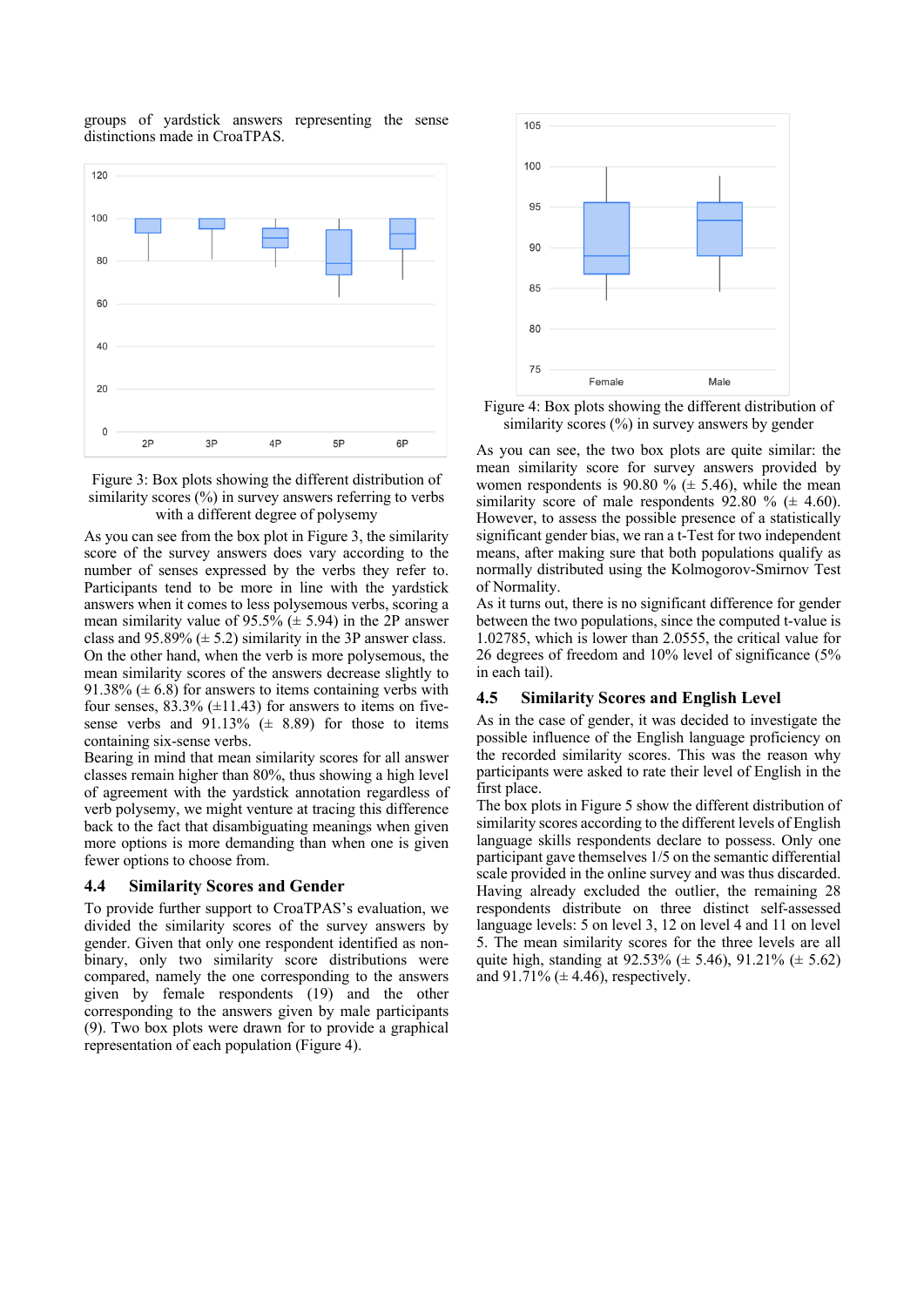groups of yardstick answers representing the sense distinctions made in CroaTPAS.

Figure 3: Box plots showing the different distribution of similarity scores (%) in survey answers referring to verbs with a different degree of polysemy

As you can see from the box plot in Figure 3, the similarity score of the survey answers does vary according to the number of senses expressed by the verbs they refer to. Participants tend to be more in line with the yardstick answers when it comes to less polysemous verbs, scoring a mean similarity value of 95.5% (± 5.94) in the 2P answer class and 95.89% (± 5.2) similarity in the 3P answer class. On the other hand, when the verb is more polysemous, the mean similarity scores of the answers decrease slightly to 91.38% (± 6.8) for answers to items containing verbs with four senses, 83.3% (±11.43) for answers to items on five-sense verbs and 91.13% (± 8.89) for those to items containing six-sense verbs.

Bearing in mind that mean similarity scores for all answer classes remain higher than 80%, thus showing a high level of agreement with the yardstick annotation regardless of verb polysemy, we might venture at tracing this difference back to the fact that disambiguating meanings when given more options is more demanding than when one is given fewer options to choose from.

### 4.4 Similarity Scores and Gender

To provide further support to CroaTPAS's evaluation, we divided the similarity scores of the survey answers by gender. Given that only one respondent identified as non-binary, only two similarity score distributions were compared, namely the one corresponding to the answers given by female respondents (19) and the other corresponding to the answers given by male participants (9). Two box plots were drawn for to provide a graphical representation of each population (Figure 4).

Figure 4: Box plots showing the different distribution of similarity scores (%) in survey answers by gender

As you can see, the two box plots are quite similar: the mean similarity score for survey answers provided by women respondents is 90.80 % (± 5.46), while the mean similarity score of male respondents 92.80 % (± 4.60). However, to assess the possible presence of a statistically significant gender bias, we ran a t-Test for two independent means, after making sure that both populations qualify as normally distributed using the Kolmogorov-Smirnov Test of Normality.

As it turns out, there is no significant difference for gender between the two populations, since the computed t-value is 1.02785, which is lower than 2.0555, the critical value for 26 degrees of freedom and 10% level of significance (5% in each tail).

### 4.5 Similarity Scores and English Level

As in the case of gender, it was decided to investigate the possible influence of the English language proficiency on the recorded similarity scores. This was the reason why participants were asked to rate their level of English in the first place.

The box plots in Figure 5 show the different distribution of similarity scores according to the different levels of English language skills respondents declare to possess. Only one participant gave themselves 1/5 on the semantic differential scale provided in the online survey and was thus discarded. Having already excluded the outlier, the remaining 28 respondents distribute on three distinct self-assessed language levels: 5 on level 3, 12 on level 4 and 11 on level 5. The mean similarity scores for the three levels are all quite high, standing at 92.53% (± 5.46), 91.21% (± 5.62) and 91.71% (± 4.46), respectively.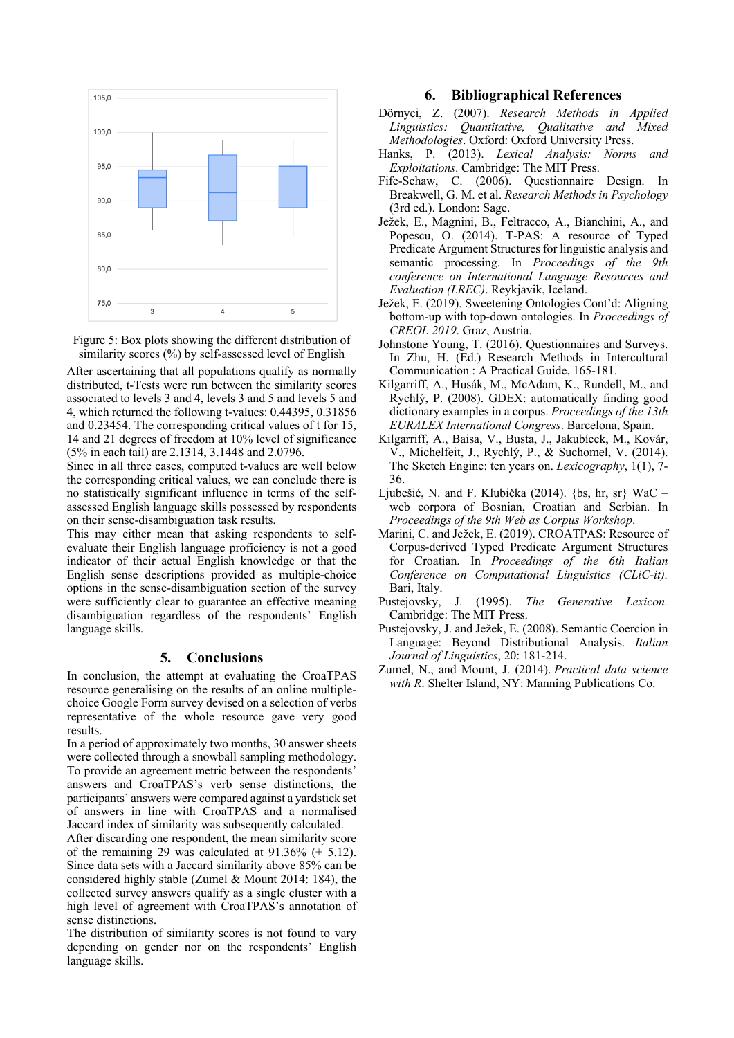105,0
100,0
95,0
90,0
85,0
80,0
75,0
3
4
5

Figure 5: Box plots showing the different distribution of similarity scores (%) by self-assessed level of English

After ascertaining that all populations qualify as normally distributed, t-Tests were run between the similarity scores associated to levels 3 and 4, levels 3 and 5 and levels 5 and 4, which returned the following t-values: 0.44395, 0.31856 and 0.23454. The corresponding critical values of t for 15, 14 and 21 degrees of freedom at 10% level of significance (5% in each tail) are 2.1314, 3.1448 and 2.0796.

Since in all three cases, computed t-values are well below the corresponding critical values, we can conclude there is no statistically significant influence in terms of the self-assessed English language skills possessed by respondents on their sense-disambiguation task results.

This may either mean that asking respondents to self-evaluate their English language proficiency is not a good indicator of their actual English knowledge or that the English sense descriptions provided as multiple-choice options in the sense-disambiguation section of the survey were sufficiently clear to guarantee an effective meaning disambiguation regardless of the respondents' English language skills.

## 5. Conclusions

In conclusion, the attempt at evaluating the CroaTPAS resource generalising on the results of an online multiple-choice Google Form survey devised on a selection of verbs representative of the whole resource gave very good results.

In a period of approximately two months, 30 answer sheets were collected through a snowball sampling methodology. To provide an agreement metric between the respondents' answers and CroaTPAS's verb sense distinctions, the participants' answers were compared against a yardstick set of answers in line with CroaTPAS and a normalised Jaccard index of similarity was subsequently calculated.

After discarding one respondent, the mean similarity score of the remaining 29 was calculated at 91.36% (± 5.12). Since data sets with a Jaccard similarity above 85% can be considered highly stable (Zumel & Mount 2014: 184), the collected survey answers qualify as a single cluster with a high level of agreement with CroaTPAS's annotation of sense distinctions.

The distribution of similarity scores is not found to vary depending on gender nor on the respondents' English language skills.

## 6. Bibliographical References

Dörnyei, Z. (2007). *Research Methods in Applied Linguistics: Quantitative, Qualitative and Mixed Methodologies*. Oxford: Oxford University Press.

Hanks, P. (2013). *Lexical Analysis: Norms and Exploitations*. Cambridge: The MIT Press.

Fife-Schaw, C. (2006). Questionnaire Design. In Breakwell, G. M. et al. *Research Methods in Psychology* (3rd ed.). London: Sage.

Ježek, E., Magnini, B., Feltracco, A., Bianchini, A., and Popescu, O. (2014). T-PAS: A resource of Typed Predicate Argument Structures for linguistic analysis and semantic processing. In *Proceedings of the 9th conference on International Language Resources and Evaluation (LREC)*. Reykjavik, Iceland.

Ježek, E. (2019). Sweetening Ontologies Cont'd: Aligning bottom-up with top-down ontologies. In *Proceedings of CREOL 2019*. Graz, Austria.

Johnstone Young, T. (2016). Questionnaires and Surveys. In Zhu, H. (Ed.) Research Methods in Intercultural Communication : A Practical Guide, 165-181.

Kilgarriff, A., Husák, M., McAdam, K., Rundell, M., and Rychlý, P. (2008). GDEX: automatically finding good dictionary examples in a corpus. *Proceedings of the 13th EURALEX International Congress*. Barcelona, Spain.

Kilgarriff, A., Baisa, V., Busta, J., Jakubícek, M., Kovár, V., Michelfeit, J., Rychlý, P., & Suchomel, V. (2014). The Sketch Engine: ten years on. *Lexicography*, 1(1), 7-36.

Ljubešić, N. and F. Klubička (2014). {bs, hr, sr} WaC – web corpora of Bosnian, Croatian and Serbian. In *Proceedings of the 9th Web as Corpus Workshop*.

Marini, C. and Ježek, E. (2019). CROATPAS: Resource of Corpus-derived Typed Predicate Argument Structures for Croatian. In *Proceedings of the 6th Italian Conference on Computational Linguistics (CLiC-it)*. Bari, Italy.

Pustejovsky, J. (1995). *The Generative Lexicon.* Cambridge: The MIT Press.

Pustejovsky, J. and Ježek, E. (2008). Semantic Coercion in Language: Beyond Distributional Analysis. *Italian Journal of Linguistics*, 20: 181-214.

Zumel, N., and Mount, J. (2014). *Practical data science with R*. Shelter Island, NY: Manning Publications Co.